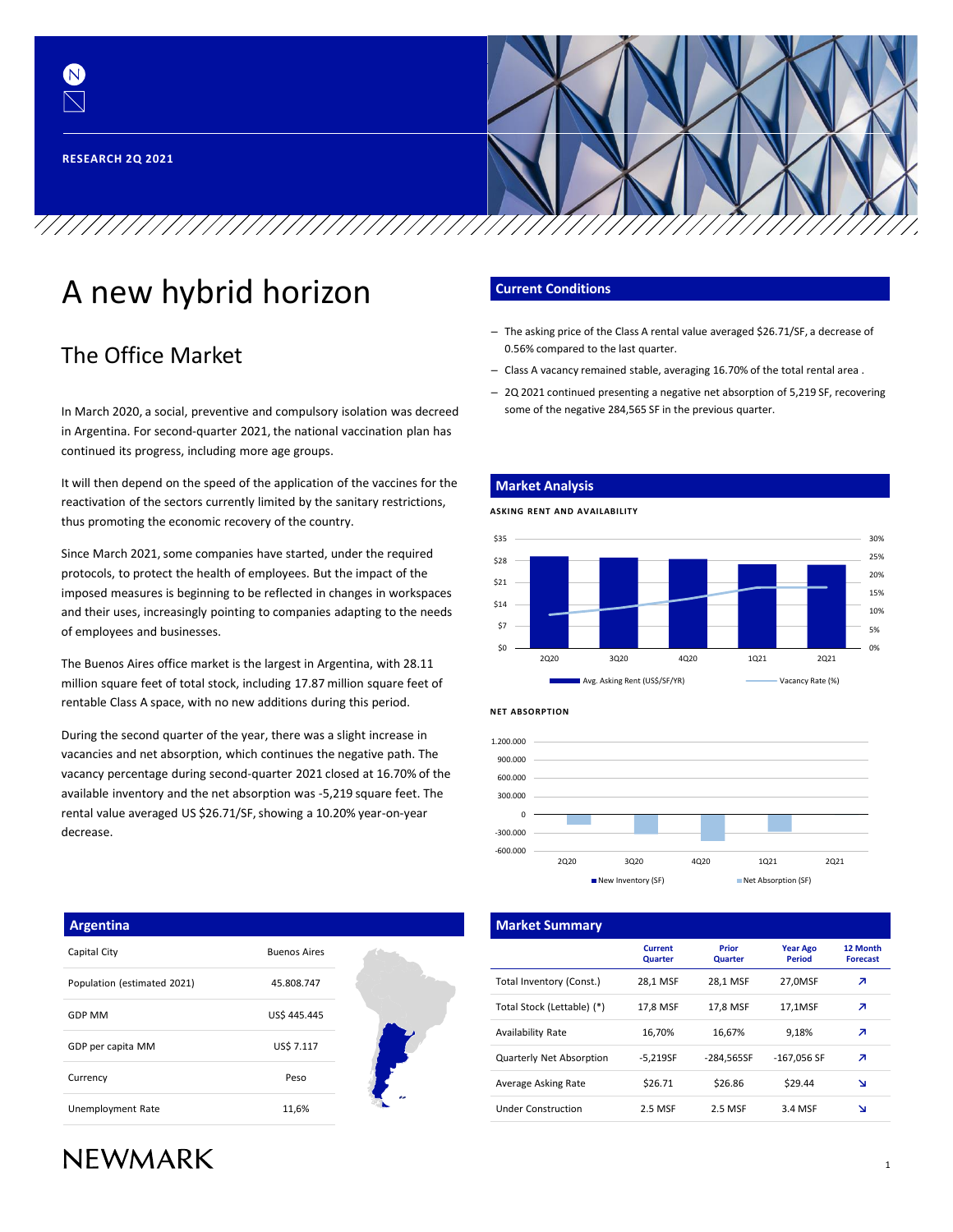RESEARCH 2Q 2021

# A new hybrid horizon

## The Office Market

In March 2020, a social, preventive and compulsory isolation was decreed in Argentina. For second-quarter 2021, the national vaccination plan has continued its progress, including more age groups.

It will then depend on the speed of the application of the vaccines for the reactivation of the sectors currently limited by the sanitary restrictions, thus promoting the economic recovery of the country.

Since March 2021, some companies have started, under the required protocols, to protect the health of employees. But the impact of the imposed measures is beginning to be reflected in changes in workspaces and their uses, increasingly pointing to companies adapting to the needs of employees and businesses.

The Buenos Aires office market is the largest in Argentina, with 28.11 million square feet of total stock, including 17.87 million square feet of rentable Class A space, with no new additions during this period.

During the second quarter of the year, there was a slight increase in vacancies and net absorption, which continues the negative path. The vacancy percentage during second-quarter 2021 closed at 16.70% of the available inventory and the net absorption was -5,219 square feet. The rental value averaged US $26.71/SF, showing a 10.20% year-on-year decrease.

### Current Conditions

- The asking price of the Class A rental value averaged $26.71/SF, a decrease of 0.56% compared to the last quarter.
- Class A vacancy remained stable, averaging 16.70% of the total rental area .
- 2Q 2021 continued presenting a negative net absorption of 5,219 SF, recovering some of the negative 284,565 SF in the previous quarter.

### Market Analysis

**ASKING RENT AND AVAILABILITY**

**NET ABSORPTION**

### Argentina

| | |
|---|---|
| Capital City | Buenos Aires |
| Population (estimated 2021) | 45.808.747 |
| GDP MM | US$ 445.445 |
| GDP per capita MM | US$ 7.117 |
| Currency | Peso |
| Unemployment Rate | 11,6% |

### Market Summary

| | Current Quarter | Prior Quarter | Year Ago Period | 12 Month Forecast |
|---|---|---|---|---|
| Total Inventory (Const.) | 28,1 MSF | 28,1 MSF | 27,0MSF | ↗ |
| Total Stock (Lettable) (*) | 17,8 MSF | 17,8 MSF | 17,1MSF | ↗ |
| Availability Rate | 16,70% | 16,67% | 9,18% | ↗ |
| Quarterly Net Absorption | -5,219SF | -284,565SF | -167,056 SF | ↗ |
| Average Asking Rate | $26.71 | $26.86 | $29.44 | ↘ |
| Under Construction | 2.5 MSF | 2.5 MSF | 3.4 MSF | ↘ |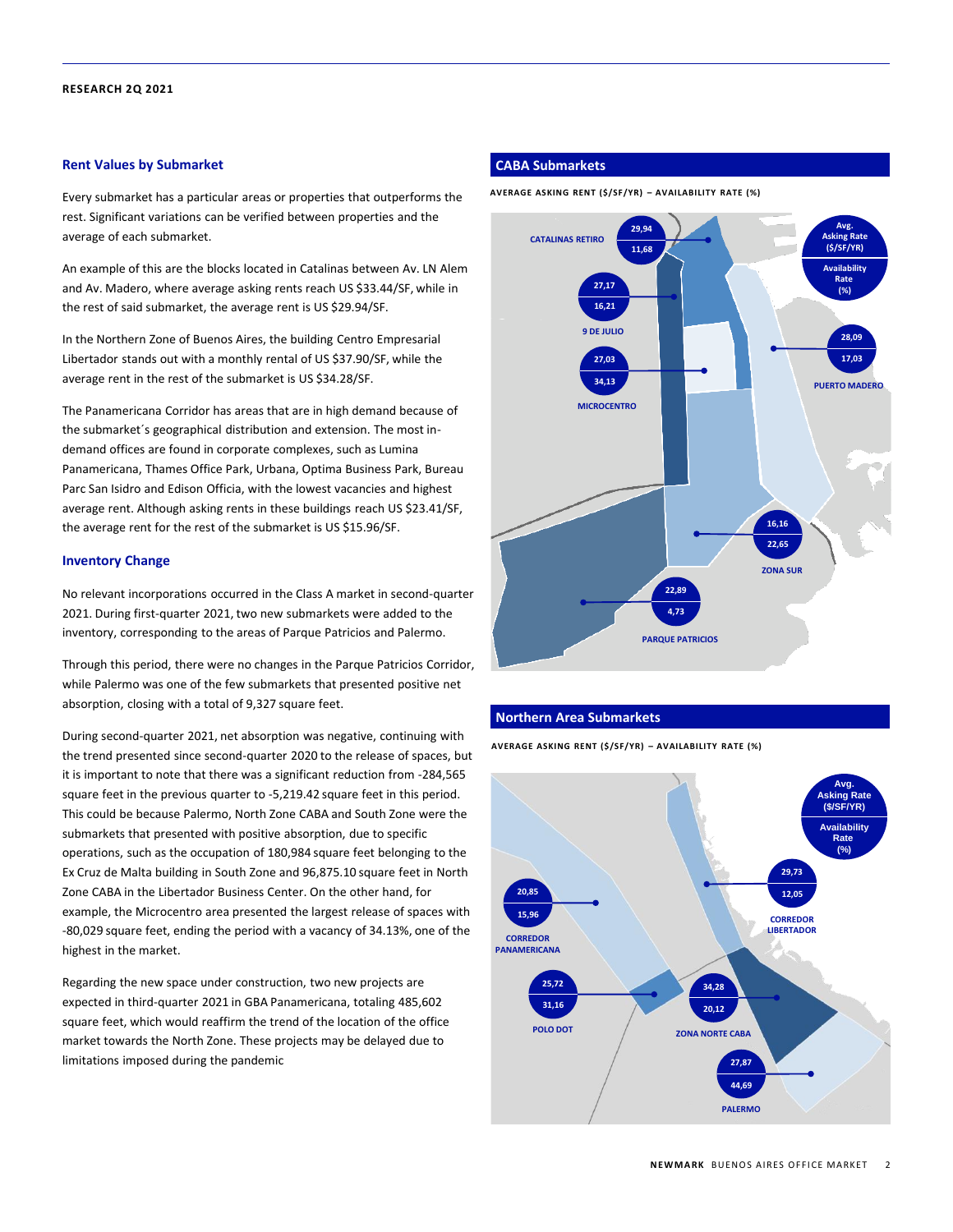## Rent Values by Submarket

Every submarket has a particular areas or properties that outperforms the rest. Significant variations can be verified between properties and the average of each submarket.

An example of this are the blocks located in Catalinas between Av. LN Alem and Av. Madero, where average asking rents reach US $33.44/SF, while in the rest of said submarket, the average rent is US $29.94/SF.

In the Northern Zone of Buenos Aires, the building Centro Empresarial Libertador stands out with a monthly rental of US $37.90/SF, while the average rent in the rest of the submarket is US $34.28/SF.

The Panamericana Corridor has areas that are in high demand because of the submarket´s geographical distribution and extension. The most in-demand offices are found in corporate complexes, such as Lumina Panamericana, Thames Office Park, Urbana, Optima Business Park, Bureau Parc San Isidro and Edison Officia, with the lowest vacancies and highest average rent. Although asking rents in these buildings reach US $23.41/SF, the average rent for the rest of the submarket is US $15.96/SF.

## Inventory Change

No relevant incorporations occurred in the Class A market in second-quarter 2021. During first-quarter 2021, two new submarkets were added to the inventory, corresponding to the areas of Parque Patricios and Palermo.

Through this period, there were no changes in the Parque Patricios Corridor, while Palermo was one of the few submarkets that presented positive net absorption, closing with a total of 9,327 square feet.

During second-quarter 2021, net absorption was negative, continuing with the trend presented since second-quarter 2020 to the release of spaces, but it is important to note that there was a significant reduction from -284,565 square feet in the previous quarter to -5,219.42 square feet in this period. This could be because Palermo, North Zone CABA and South Zone were the submarkets that presented with positive absorption, due to specific operations, such as the occupation of 180,984 square feet belonging to the Ex Cruz de Malta building in South Zone and 96,875.10 square feet in North Zone CABA in the Libertador Business Center. On the other hand, for example, the Microcentro area presented the largest release of spaces with -80,029 square feet, ending the period with a vacancy of 34.13%, one of the highest in the market.

Regarding the new space under construction, two new projects are expected in third-quarter 2021 in GBA Panamericana, totaling 485,602 square feet, which would reaffirm the trend of the location of the office market towards the North Zone. These projects may be delayed due to limitations imposed during the pandemic

## CABA Submarkets

AVERAGE ASKING RENT ($/SF/YR) – AVAILABILITY RATE (%)

| Submarket | Avg. Asking Rate ($/SF/YR) | Availability Rate (%) |
|---|---|---|
| CATALINAS RETIRO | 29,94 | 11,68 |
| 9 DE JULIO | 27,17 | 16,21 |
| MICROCENTRO | 27,03 | 34,13 |
| PUERTO MADERO | 28,09 | 17,03 |
| ZONA SUR | 16,16 | 22,65 |
| PARQUE PATRICIOS | 22,89 | 4,73 |

## Northern Area Submarkets

AVERAGE ASKING RENT ($/SF/YR) – AVAILABILITY RATE (%)

| Submarket | Avg. Asking Rate ($/SF/YR) | Availability Rate (%) |
|---|---|---|
| CORREDOR PANAMERICANA | 20,85 | 15,96 |
| CORREDOR LIBERTADOR | 29,73 | 12,05 |
| POLO DOT | 25,72 | 31,16 |
| ZONA NORTE CABA | 34,28 | 20,12 |
| PALERMO | 27,87 | 44,69 |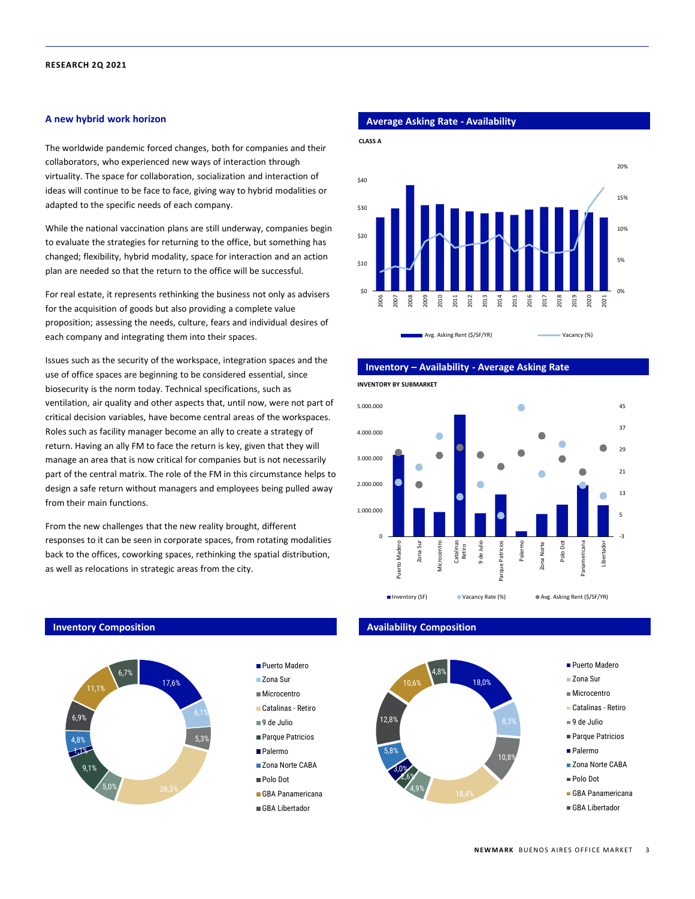## A new hybrid work horizon

The worldwide pandemic forced changes, both for companies and their collaborators, who experienced new ways of interaction through virtuality. The space for collaboration, socialization and interaction of ideas will continue to be face to face, giving way to hybrid modalities or adapted to the specific needs of each company.

While the national vaccination plans are still underway, companies begin to evaluate the strategies for returning to the office, but something has changed; flexibility, hybrid modality, space for interaction and an action plan are needed so that the return to the office will be successful.

For real estate, it represents rethinking the business not only as advisers for the acquisition of goods but also providing a complete value proposition; assessing the needs, culture, fears and individual desires of each company and integrating them into their spaces.

Issues such as the security of the workspace, integration spaces and the use of office spaces are beginning to be considered essential, since biosecurity is the norm today. Technical specifications, such as ventilation, air quality and other aspects that, until now, were not part of critical decision variables, have become central areas of the workspaces. Roles such as facility manager become an ally to create a strategy of return. Having an ally FM to face the return is key, given that they will manage an area that is now critical for companies but is not necessarily part of the central matrix. The role of the FM in this circumstance helps to design a safe return without managers and employees being pulled away from their main functions.

From the new challenges that the new reality brought, different responses to it can be seen in corporate spaces, from rotating modalities back to the offices, coworking spaces, rethinking the spatial distribution, as well as relocations in strategic areas from the city.

## Average Asking Rate - Availability

CLASS A

Legend: Avg. Asking Rent ($/SF/YR); Vacancy (%)

## Inventory – Availability - Average Asking Rate

INVENTORY BY SUBMARKET

Legend: Inventory (SF); Vacancy Rate (%); Avg. Asking Rent ($/SF/YR)

## Inventory Composition

| Submarket | Share |
|---|---|
| Puerto Madero | 17,6% |
| Zona Sur | 6,1% |
| Microcentro | 5,3% |
| Catalinas - Retiro | 26,3% |
| 9 de Julio | 5,0% |
| Parque Patricios | 9,1% |
| Palermo | 1,1% |
| Zona Norte CABA | 4,8% |
| Polo Dot | 6,9% |
| GBA Panamericana | 11,1% |
| GBA Libertador | 6,7% |

## Availability Composition

| Submarket | Share |
|---|---|
| Puerto Madero | 18,0% |
| Zona Sur | 8,3% |
| Microcentro | 10,8% |
| Catalinas - Retiro | 18,4% |
| 9 de Julio | 4,9% |
| Parque Patricios | 2,6% |
| Palermo | 3,0% |
| Zona Norte CABA | 5,8% |
| Polo Dot | 12,8% |
| GBA Panamericana | 10,6% |
| GBA Libertador | 4,8% |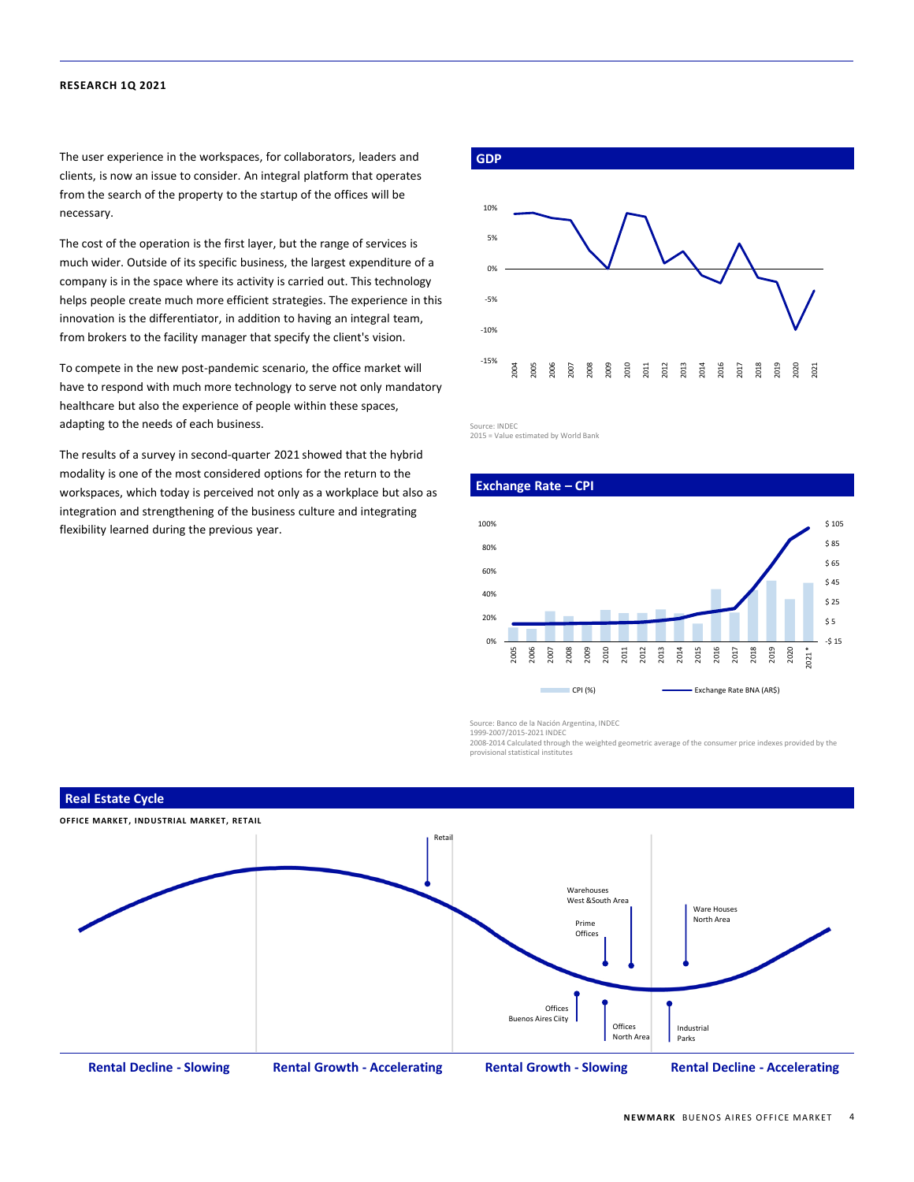The user experience in the workspaces, for collaborators, leaders and clients, is now an issue to consider. An integral platform that operates from the search of the property to the startup of the offices will be necessary.

The cost of the operation is the first layer, but the range of services is much wider. Outside of its specific business, the largest expenditure of a company is in the space where its activity is carried out. This technology helps people create much more efficient strategies. The experience in this innovation is the differentiator, in addition to having an integral team, from brokers to the facility manager that specify the client's vision.

To compete in the new post-pandemic scenario, the office market will have to respond with much more technology to serve not only mandatory healthcare but also the experience of people within these spaces, adapting to the needs of each business.

The results of a survey in second-quarter 2021 showed that the hybrid modality is one of the most considered options for the return to the workspaces, which today is perceived not only as a workplace but also as integration and strengthening of the business culture and integrating flexibility learned during the previous year.

## GDP

Source: INDEC
2015 = Value estimated by World Bank

## Exchange Rate – CPI

CPI (%) — Exchange Rate BNA (AR$)

Source: Banco de la Nación Argentina, INDEC
1999-2007/2015-2021 INDEC
2008-2014 Calculated through the weighted geometric average of the consumer price indexes provided by the provisional statistical institutes

## Real Estate Cycle

**OFFICE MARKET, INDUSTRIAL MARKET, RETAIL**

- Rental Decline - Slowing
- Rental Growth - Accelerating: Retail
- Rental Growth - Slowing: Offices Buenos Aires City; Prime Offices; Offices North Area; Warehouses West & South Area
- Rental Decline - Accelerating: Ware Houses North Area; Industrial Parks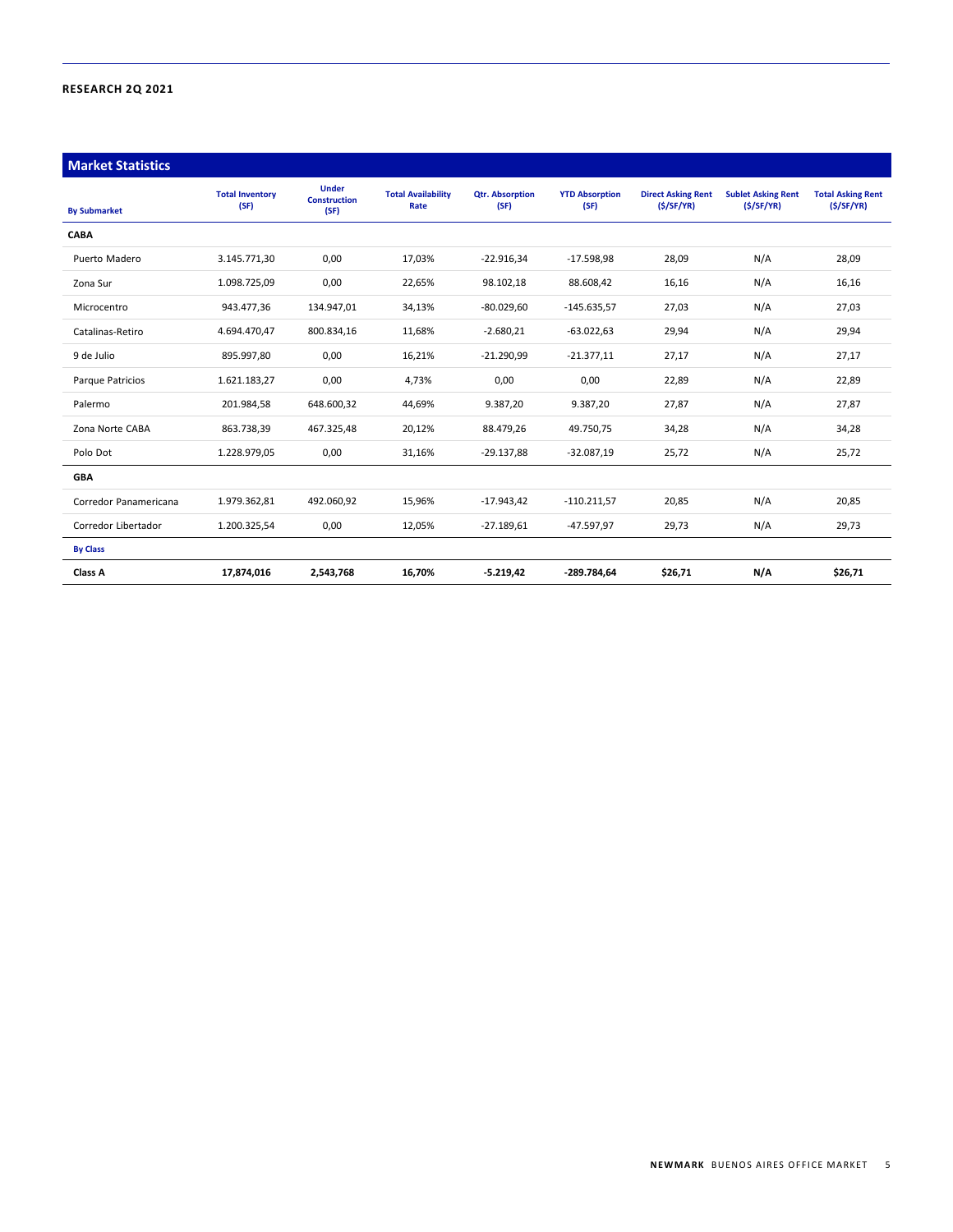**RESEARCH 2Q 2021**

## Market Statistics

| By Submarket | Total Inventory (SF) | Under Construction (SF) | Total Availability Rate | Qtr. Absorption (SF) | YTD Absorption (SF) | Direct Asking Rent ($/SF/YR) | Sublet Asking Rent ($/SF/YR) | Total Asking Rent ($/SF/YR) |
|---|---|---|---|---|---|---|---|---|
| **CABA** | | | | | | | | |
| Puerto Madero | 3.145.771,30 | 0,00 | 17,03% | -22.916,34 | -17.598,98 | 28,09 | N/A | 28,09 |
| Zona Sur | 1.098.725,09 | 0,00 | 22,65% | 98.102,18 | 88.608,42 | 16,16 | N/A | 16,16 |
| Microcentro | 943.477,36 | 134.947,01 | 34,13% | -80.029,60 | -145.635,57 | 27,03 | N/A | 27,03 |
| Catalinas-Retiro | 4.694.470,47 | 800.834,16 | 11,68% | -2.680,21 | -63.022,63 | 29,94 | N/A | 29,94 |
| 9 de Julio | 895.997,80 | 0,00 | 16,21% | -21.290,99 | -21.377,11 | 27,17 | N/A | 27,17 |
| Parque Patricios | 1.621.183,27 | 0,00 | 4,73% | 0,00 | 0,00 | 22,89 | N/A | 22,89 |
| Palermo | 201.984,58 | 648.600,32 | 44,69% | 9.387,20 | 9.387,20 | 27,87 | N/A | 27,87 |
| Zona Norte CABA | 863.738,39 | 467.325,48 | 20,12% | 88.479,26 | 49.750,75 | 34,28 | N/A | 34,28 |
| Polo Dot | 1.228.979,05 | 0,00 | 31,16% | -29.137,88 | -32.087,19 | 25,72 | N/A | 25,72 |
| **GBA** | | | | | | | | |
| Corredor Panamericana | 1.979.362,81 | 492.060,92 | 15,96% | -17.943,42 | -110.211,57 | 20,85 | N/A | 20,85 |
| Corredor Libertador | 1.200.325,54 | 0,00 | 12,05% | -27.189,61 | -47.597,97 | 29,73 | N/A | 29,73 |
| **By Class** | | | | | | | | |
| **Class A** | **17,874,016** | **2,543,768** | **16,70%** | **-5.219,42** | **-289.784,64** | **$26,71** | **N/A** | **$26,71** |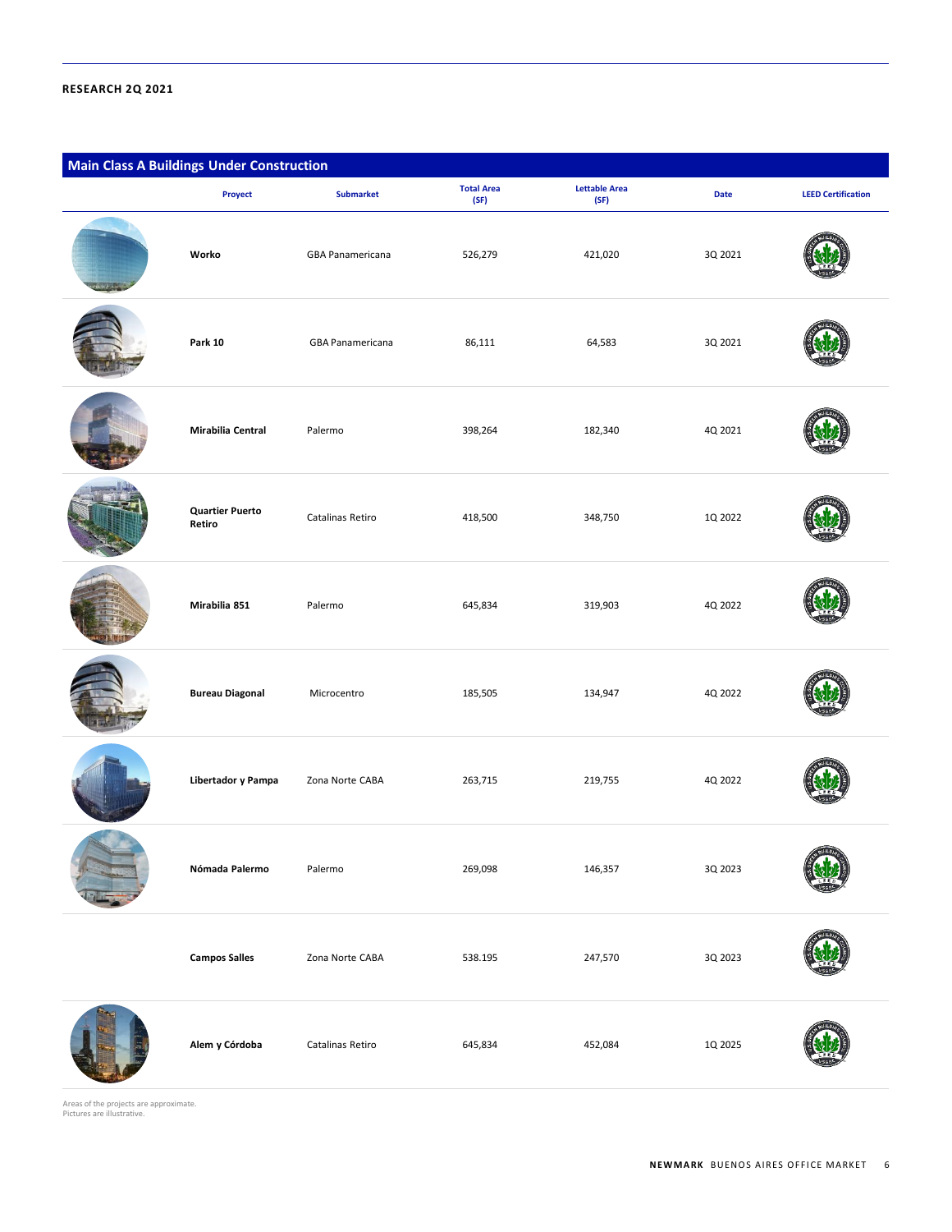RESEARCH 2Q 2021

## Main Class A Buildings Under Construction

| Proyect | Submarket | Total Area (SF) | Lettable Area (SF) | Date | LEED Certification |
|---|---|---|---|---|---|
| **Worko** | GBA Panamericana | 526,279 | 421,020 | 3Q 2021 | |
| **Park 10** | GBA Panamericana | 86,111 | 64,583 | 3Q 2021 | |
| **Mirabilia Central** | Palermo | 398,264 | 182,340 | 4Q 2021 | |
| **Quartier Puerto Retiro** | Catalinas Retiro | 418,500 | 348,750 | 1Q 2022 | |
| **Mirabilia 851** | Palermo | 645,834 | 319,903 | 4Q 2022 | |
| **Bureau Diagonal** | Microcentro | 185,505 | 134,947 | 4Q 2022 | |
| **Libertador y Pampa** | Zona Norte CABA | 263,715 | 219,755 | 4Q 2022 | |
| **Nómada Palermo** | Palermo | 269,098 | 146,357 | 3Q 2023 | |
| **Campos Salles** | Zona Norte CABA | 538.195 | 247,570 | 3Q 2023 | |
| **Alem y Córdoba** | Catalinas Retiro | 645,834 | 452,084 | 1Q 2025 | |

Areas of the projects are approximate.
Pictures are illustrative.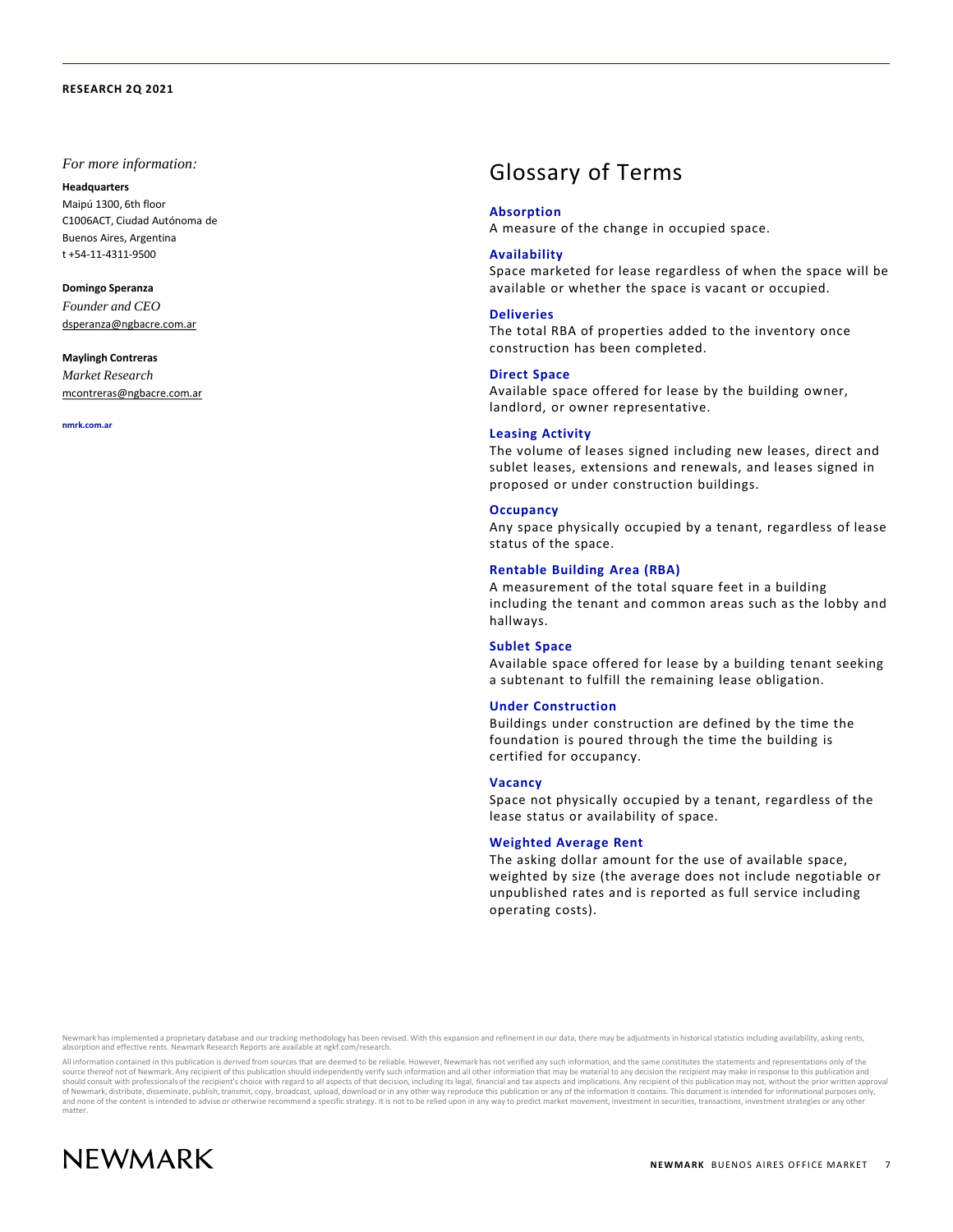*For more information:*

**Headquarters**
Maipú 1300, 6th floor
C1006ACT, Ciudad Autónoma de Buenos Aires, Argentina
t +54-11-4311-9500

**Domingo Speranza**
*Founder and CEO*
dsperanza@ngbacre.com.ar

**Maylingh Contreras**
*Market Research*
mcontreras@ngbacre.com.ar

**nmrk.com.ar**

# Glossary of Terms

**Absorption**
A measure of the change in occupied space.

**Availability**
Space marketed for lease regardless of when the space will be available or whether the space is vacant or occupied.

**Deliveries**
The total RBA of properties added to the inventory once construction has been completed.

**Direct Space**
Available space offered for lease by the building owner, landlord, or owner representative.

**Leasing Activity**
The volume of leases signed including new leases, direct and sublet leases, extensions and renewals, and leases signed in proposed or under construction buildings.

**Occupancy**
Any space physically occupied by a tenant, regardless of lease status of the space.

**Rentable Building Area (RBA)**
A measurement of the total square feet in a building including the tenant and common areas such as the lobby and hallways.

**Sublet Space**
Available space offered for lease by a building tenant seeking a subtenant to fulfill the remaining lease obligation.

**Under Construction**
Buildings under construction are defined by the time the foundation is poured through the time the building is certified for occupancy.

**Vacancy**
Space not physically occupied by a tenant, regardless of the lease status or availability of space.

**Weighted Average Rent**
The asking dollar amount for the use of available space, weighted by size (the average does not include negotiable or unpublished rates and is reported as full service including operating costs).

Newmark has implemented a proprietary database and our tracking methodology has been revised. With this expansion and refinement in our data, there may be adjustments in historical statistics including availability, asking rents, absorption and effective rents. Newmark Research Reports are available at ngkf.com/research.

All information contained in this publication is derived from sources that are deemed to be reliable. However, Newmark has not verified any such information, and the same constitutes the statements and representations only of the source thereof not of Newmark. Any recipient of this publication should independently verify such information and all other information that may be material to any decision the recipient may make in response to this publication and should consult with professionals of the recipient's choice with regard to all aspects of that decision, including its legal, financial and tax aspects and implications. Any recipient of this publication may not, without the prior written approval of Newmark, distribute, disseminate, publish, transmit, copy, broadcast, upload, download or in any other way reproduce this publication or any of the information it contains. This document is intended for informational purposes only, and none of the content is intended to advise or otherwise recommend a specific strategy. It is not to be relied upon in any way to predict market movement, investment in securities, transactions, investment strategies or any other matter.

NEWMARK